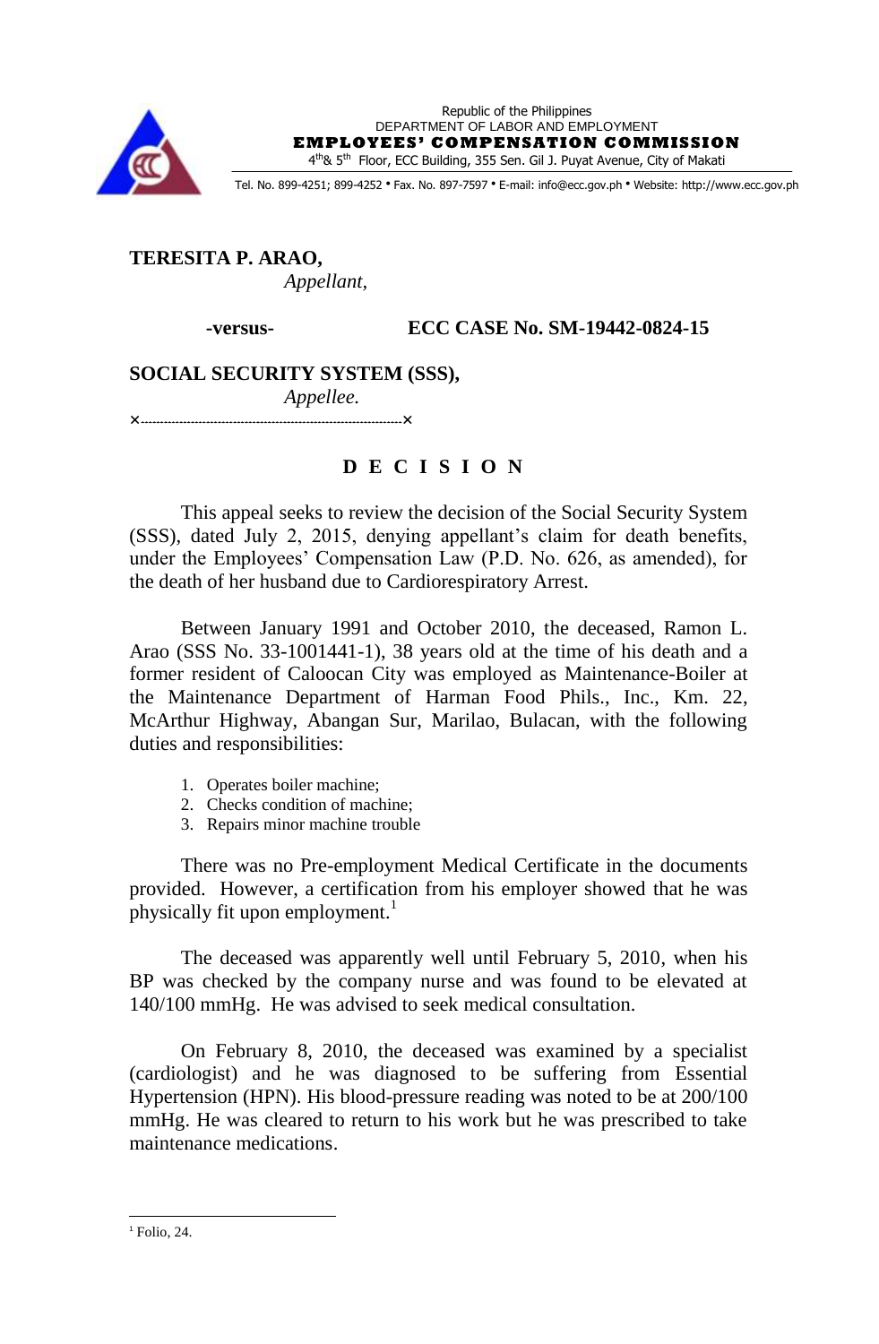Republic of the Philippines
DEPARTMENT OF LABOR AND EMPLOYMENT
**EMPLOYEES' COMPENSATION COMMISSION**
4th & 5th Floor, ECC Building, 355 Sen. Gil J. Puyat Avenue, City of Makati

Tel. No. 899-4251; 899-4252 • Fax. No. 897-7597 • E-mail: info@ecc.gov.ph • Website: http://www.ecc.gov.ph

**TERESITA P. ARAO,**
*Appellant,*

**-versus- ECC CASE No. SM-19442-0824-15**

**SOCIAL SECURITY SYSTEM (SSS),**
*Appellee.*

x-----------------------------------------------------------x

# D E C I S I O N

This appeal seeks to review the decision of the Social Security System (SSS), dated July 2, 2015, denying appellant's claim for death benefits, under the Employees' Compensation Law (P.D. No. 626, as amended), for the death of her husband due to Cardiorespiratory Arrest.

Between January 1991 and October 2010, the deceased, Ramon L. Arao (SSS No. 33-1001441-1), 38 years old at the time of his death and a former resident of Caloocan City was employed as Maintenance-Boiler at the Maintenance Department of Harman Food Phils., Inc., Km. 22, McArthur Highway, Abangan Sur, Marilao, Bulacan, with the following duties and responsibilities:

1. Operates boiler machine;
2. Checks condition of machine;
3. Repairs minor machine trouble

There was no Pre-employment Medical Certificate in the documents provided. However, a certification from his employer showed that he was physically fit upon employment.[1]

The deceased was apparently well until February 5, 2010, when his BP was checked by the company nurse and was found to be elevated at 140/100 mmHg. He was advised to seek medical consultation.

On February 8, 2010, the deceased was examined by a specialist (cardiologist) and he was diagnosed to be suffering from Essential Hypertension (HPN). His blood-pressure reading was noted to be at 200/100 mmHg. He was cleared to return to his work but he was prescribed to take maintenance medications.

[1] Folio, 24.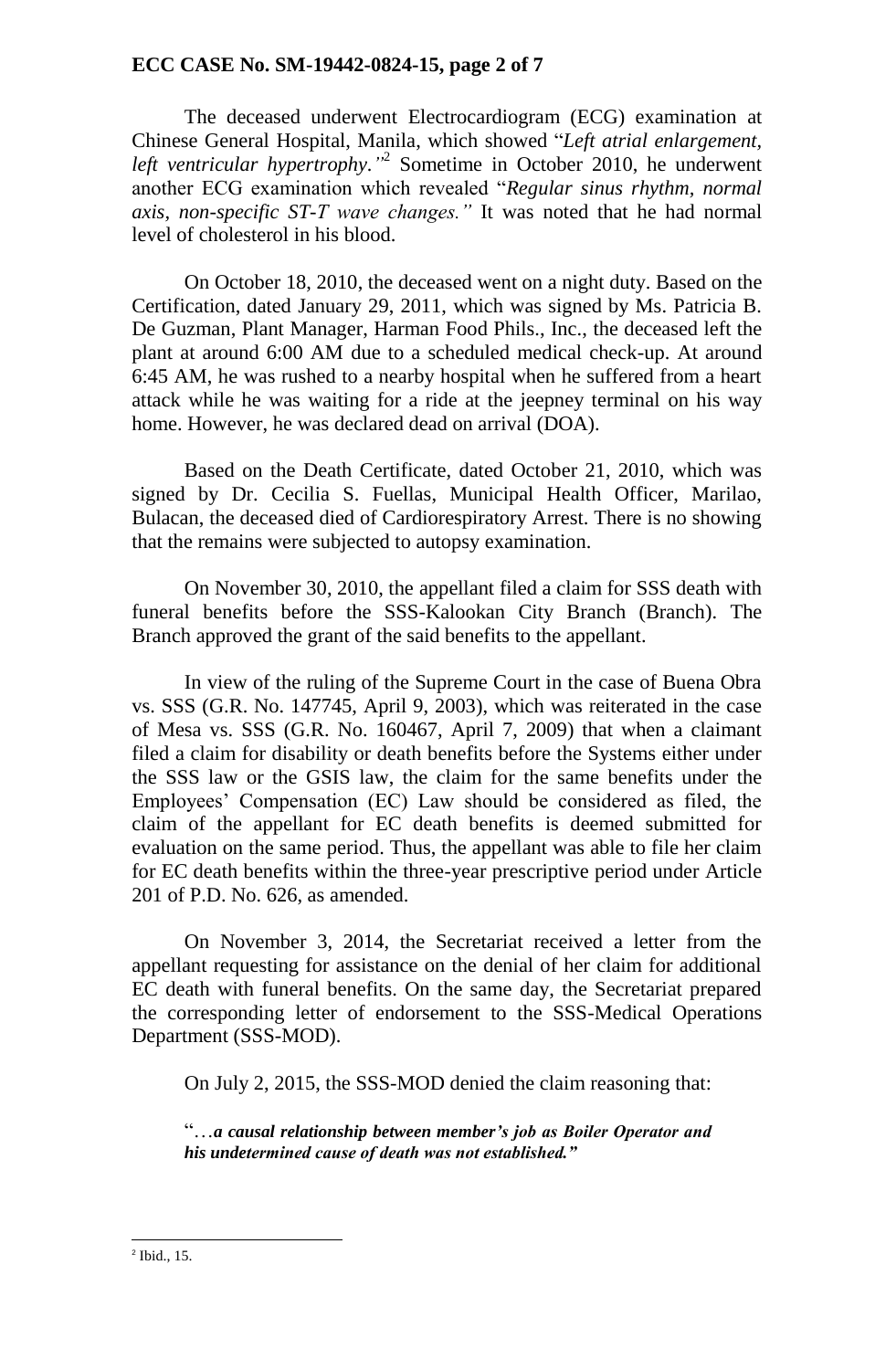The deceased underwent Electrocardiogram (ECG) examination at Chinese General Hospital, Manila, which showed "*Left atrial enlargement, left ventricular hypertrophy*."[2] Sometime in October 2010, he underwent another ECG examination which revealed "*Regular sinus rhythm, normal axis, non-specific ST-T wave changes.*" It was noted that he had normal level of cholesterol in his blood.

On October 18, 2010, the deceased went on a night duty. Based on the Certification, dated January 29, 2011, which was signed by Ms. Patricia B. De Guzman, Plant Manager, Harman Food Phils., Inc., the deceased left the plant at around 6:00 AM due to a scheduled medical check-up. At around 6:45 AM, he was rushed to a nearby hospital when he suffered from a heart attack while he was waiting for a ride at the jeepney terminal on his way home. However, he was declared dead on arrival (DOA).

Based on the Death Certificate, dated October 21, 2010, which was signed by Dr. Cecilia S. Fuellas, Municipal Health Officer, Marilao, Bulacan, the deceased died of Cardiorespiratory Arrest. There is no showing that the remains were subjected to autopsy examination.

On November 30, 2010, the appellant filed a claim for SSS death with funeral benefits before the SSS-Kalookan City Branch (Branch). The Branch approved the grant of the said benefits to the appellant.

In view of the ruling of the Supreme Court in the case of Buena Obra vs. SSS (G.R. No. 147745, April 9, 2003), which was reiterated in the case of Mesa vs. SSS (G.R. No. 160467, April 7, 2009) that when a claimant filed a claim for disability or death benefits before the Systems either under the SSS law or the GSIS law, the claim for the same benefits under the Employees' Compensation (EC) Law should be considered as filed, the claim of the appellant for EC death benefits is deemed submitted for evaluation on the same period. Thus, the appellant was able to file her claim for EC death benefits within the three-year prescriptive period under Article 201 of P.D. No. 626, as amended.

On November 3, 2014, the Secretariat received a letter from the appellant requesting for assistance on the denial of her claim for additional EC death with funeral benefits. On the same day, the Secretariat prepared the corresponding letter of endorsement to the SSS-Medical Operations Department (SSS-MOD).

On July 2, 2015, the SSS-MOD denied the claim reasoning that:

> "…***a causal relationship between member's job as Boiler Operator and his undetermined cause of death was not established.***"

---

[2] Ibid., 15.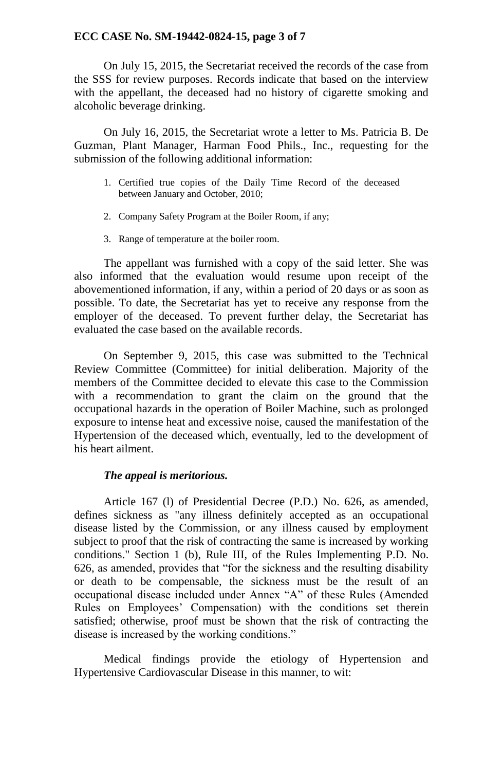On July 15, 2015, the Secretariat received the records of the case from the SSS for review purposes. Records indicate that based on the interview with the appellant, the deceased had no history of cigarette smoking and alcoholic beverage drinking.

On July 16, 2015, the Secretariat wrote a letter to Ms. Patricia B. De Guzman, Plant Manager, Harman Food Phils., Inc., requesting for the submission of the following additional information:

1. Certified true copies of the Daily Time Record of the deceased between January and October, 2010;
2. Company Safety Program at the Boiler Room, if any;
3. Range of temperature at the boiler room.

The appellant was furnished with a copy of the said letter. She was also informed that the evaluation would resume upon receipt of the abovementioned information, if any, within a period of 20 days or as soon as possible. To date, the Secretariat has yet to receive any response from the employer of the deceased. To prevent further delay, the Secretariat has evaluated the case based on the available records.

On September 9, 2015, this case was submitted to the Technical Review Committee (Committee) for initial deliberation. Majority of the members of the Committee decided to elevate this case to the Commission with a recommendation to grant the claim on the ground that the occupational hazards in the operation of Boiler Machine, such as prolonged exposure to intense heat and excessive noise, caused the manifestation of the Hypertension of the deceased which, eventually, led to the development of his heart ailment.

***The appeal is meritorious.***

Article 167 (l) of Presidential Decree (P.D.) No. 626, as amended, defines sickness as "any illness definitely accepted as an occupational disease listed by the Commission, or any illness caused by employment subject to proof that the risk of contracting the same is increased by working conditions." Section 1 (b), Rule III, of the Rules Implementing P.D. No. 626, as amended, provides that "for the sickness and the resulting disability or death to be compensable, the sickness must be the result of an occupational disease included under Annex "A" of these Rules (Amended Rules on Employees' Compensation) with the conditions set therein satisfied; otherwise, proof must be shown that the risk of contracting the disease is increased by the working conditions."

Medical findings provide the etiology of Hypertension and Hypertensive Cardiovascular Disease in this manner, to wit: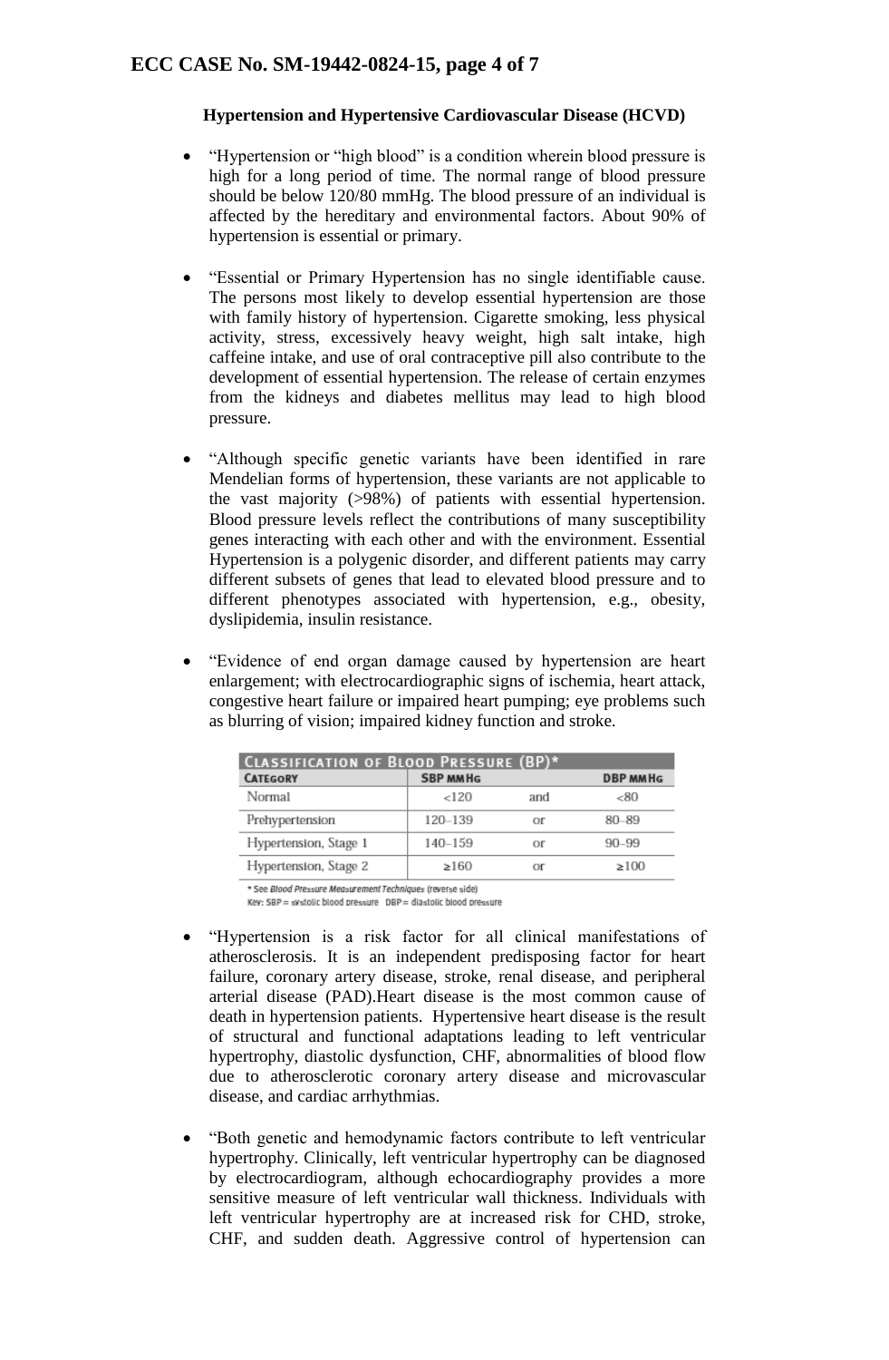**Hypertension and Hypertensive Cardiovascular Disease (HCVD)**

- "Hypertension or "high blood" is a condition wherein blood pressure is high for a long period of time. The normal range of blood pressure should be below 120/80 mmHg. The blood pressure of an individual is affected by the hereditary and environmental factors. About 90% of hypertension is essential or primary.

- "Essential or Primary Hypertension has no single identifiable cause. The persons most likely to develop essential hypertension are those with family history of hypertension. Cigarette smoking, less physical activity, stress, excessively heavy weight, high salt intake, high caffeine intake, and use of oral contraceptive pill also contribute to the development of essential hypertension. The release of certain enzymes from the kidneys and diabetes mellitus may lead to high blood pressure.

- "Although specific genetic variants have been identified in rare Mendelian forms of hypertension, these variants are not applicable to the vast majority (>98%) of patients with essential hypertension. Blood pressure levels reflect the contributions of many susceptibility genes interacting with each other and with the environment. Essential Hypertension is a polygenic disorder, and different patients may carry different subsets of genes that lead to elevated blood pressure and to different phenotypes associated with hypertension, e.g., obesity, dyslipidemia, insulin resistance.

- "Evidence of end organ damage caused by hypertension are heart enlargement; with electrocardiographic signs of ischemia, heart attack, congestive heart failure or impaired heart pumping; eye problems such as blurring of vision; impaired kidney function and stroke.

| Classification of Blood Pressure (BP)* | | | |
|---|---|---|---|
| Category | SBP mmHg | | DBP mmHg |
| Normal | <120 | and | <80 |
| Prehypertension | 120–139 | or | 80–89 |
| Hypertension, Stage 1 | 140–159 | or | 90–99 |
| Hypertension, Stage 2 | ≥160 | or | ≥100 |

\* See *Blood Pressure Measurement Techniques* (reverse side)
Key: SBP = systolic blood pressure DBP = diastolic blood pressure

- "Hypertension is a risk factor for all clinical manifestations of atherosclerosis. It is an independent predisposing factor for heart failure, coronary artery disease, stroke, renal disease, and peripheral arterial disease (PAD).Heart disease is the most common cause of death in hypertension patients. Hypertensive heart disease is the result of structural and functional adaptations leading to left ventricular hypertrophy, diastolic dysfunction, CHF, abnormalities of blood flow due to atherosclerotic coronary artery disease and microvascular disease, and cardiac arrhythmias.

- "Both genetic and hemodynamic factors contribute to left ventricular hypertrophy. Clinically, left ventricular hypertrophy can be diagnosed by electrocardiogram, although echocardiography provides a more sensitive measure of left ventricular wall thickness. Individuals with left ventricular hypertrophy are at increased risk for CHD, stroke, CHF, and sudden death. Aggressive control of hypertension can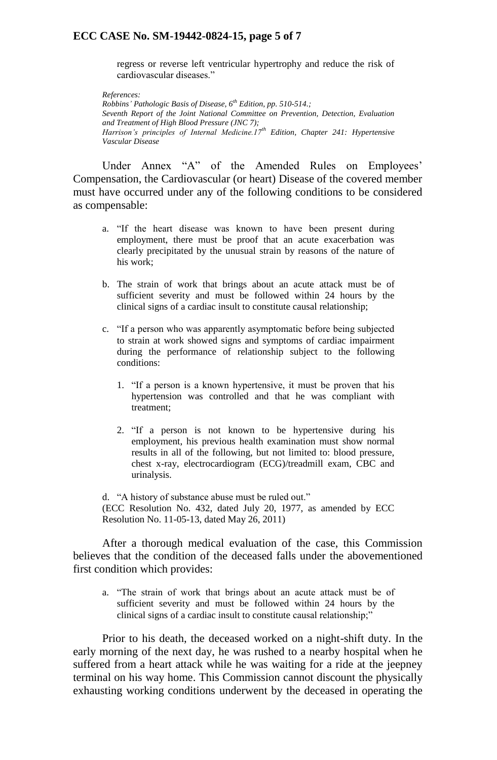regress or reverse left ventricular hypertrophy and reduce the risk of cardiovascular diseases."

*References:*
*Robbins' Pathologic Basis of Disease, 6th Edition, pp. 510-514.;*
*Seventh Report of the Joint National Committee on Prevention, Detection, Evaluation and Treatment of High Blood Pressure (JNC 7);*
*Harrison's principles of Internal Medicine.17th Edition, Chapter 241: Hypertensive Vascular Disease*

Under Annex "A" of the Amended Rules on Employees' Compensation, the Cardiovascular (or heart) Disease of the covered member must have occurred under any of the following conditions to be considered as compensable:

a. "If the heart disease was known to have been present during employment, there must be proof that an acute exacerbation was clearly precipitated by the unusual strain by reasons of the nature of his work;

b. The strain of work that brings about an acute attack must be of sufficient severity and must be followed within 24 hours by the clinical signs of a cardiac insult to constitute causal relationship;

c. "If a person who was apparently asymptomatic before being subjected to strain at work showed signs and symptoms of cardiac impairment during the performance of relationship subject to the following conditions:

   1. "If a person is a known hypertensive, it must be proven that his hypertension was controlled and that he was compliant with treatment;

   2. "If a person is not known to be hypertensive during his employment, his previous health examination must show normal results in all of the following, but not limited to: blood pressure, chest x-ray, electrocardiogram (ECG)/treadmill exam, CBC and urinalysis.

d. "A history of substance abuse must be ruled out."
(ECC Resolution No. 432, dated July 20, 1977, as amended by ECC Resolution No. 11-05-13, dated May 26, 2011)

After a thorough medical evaluation of the case, this Commission believes that the condition of the deceased falls under the abovementioned first condition which provides:

a. "The strain of work that brings about an acute attack must be of sufficient severity and must be followed within 24 hours by the clinical signs of a cardiac insult to constitute causal relationship;"

Prior to his death, the deceased worked on a night-shift duty. In the early morning of the next day, he was rushed to a nearby hospital when he suffered from a heart attack while he was waiting for a ride at the jeepney terminal on his way home. This Commission cannot discount the physically exhausting working conditions underwent by the deceased in operating the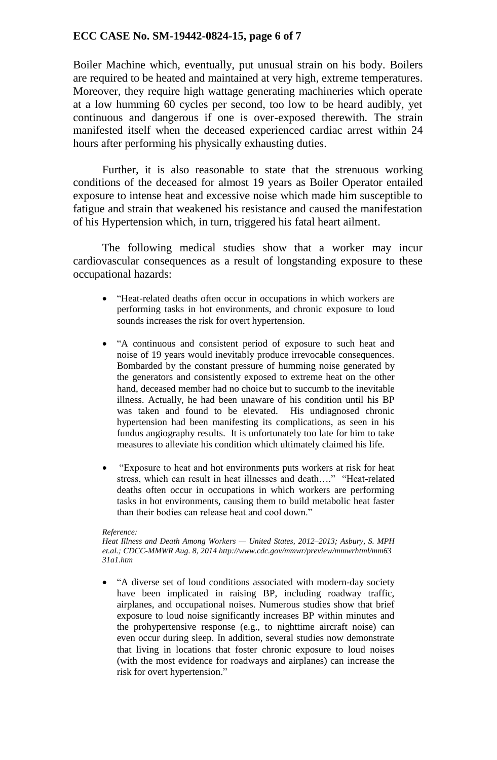Boiler Machine which, eventually, put unusual strain on his body. Boilers are required to be heated and maintained at very high, extreme temperatures. Moreover, they require high wattage generating machineries which operate at a low humming 60 cycles per second, too low to be heard audibly, yet continuous and dangerous if one is over-exposed therewith. The strain manifested itself when the deceased experienced cardiac arrest within 24 hours after performing his physically exhausting duties.

Further, it is also reasonable to state that the strenuous working conditions of the deceased for almost 19 years as Boiler Operator entailed exposure to intense heat and excessive noise which made him susceptible to fatigue and strain that weakened his resistance and caused the manifestation of his Hypertension which, in turn, triggered his fatal heart ailment.

The following medical studies show that a worker may incur cardiovascular consequences as a result of longstanding exposure to these occupational hazards:

- "Heat-related deaths often occur in occupations in which workers are performing tasks in hot environments, and chronic exposure to loud sounds increases the risk for overt hypertension.

- "A continuous and consistent period of exposure to such heat and noise of 19 years would inevitably produce irrevocable consequences. Bombarded by the constant pressure of humming noise generated by the generators and consistently exposed to extreme heat on the other hand, deceased member had no choice but to succumb to the inevitable illness. Actually, he had been unaware of his condition until his BP was taken and found to be elevated. His undiagnosed chronic hypertension had been manifesting its complications, as seen in his fundus angiography results. It is unfortunately too late for him to take measures to alleviate his condition which ultimately claimed his life.

- "Exposure to heat and hot environments puts workers at risk for heat stress, which can result in heat illnesses and death…." "Heat-related deaths often occur in occupations in which workers are performing tasks in hot environments, causing them to build metabolic heat faster than their bodies can release heat and cool down."

*Reference:*
*Heat Illness and Death Among Workers — United States, 2012–2013; Asbury, S. MPH et.al.; CDCC-MMWR Aug. 8, 2014 http://www.cdc.gov/mmwr/preview/mmwrhtml/mm6331a1.htm*

- "A diverse set of loud conditions associated with modern-day society have been implicated in raising BP, including roadway traffic, airplanes, and occupational noises. Numerous studies show that brief exposure to loud noise significantly increases BP within minutes and the prohypertensive response (e.g., to nighttime aircraft noise) can even occur during sleep. In addition, several studies now demonstrate that living in locations that foster chronic exposure to loud noises (with the most evidence for roadways and airplanes) can increase the risk for overt hypertension."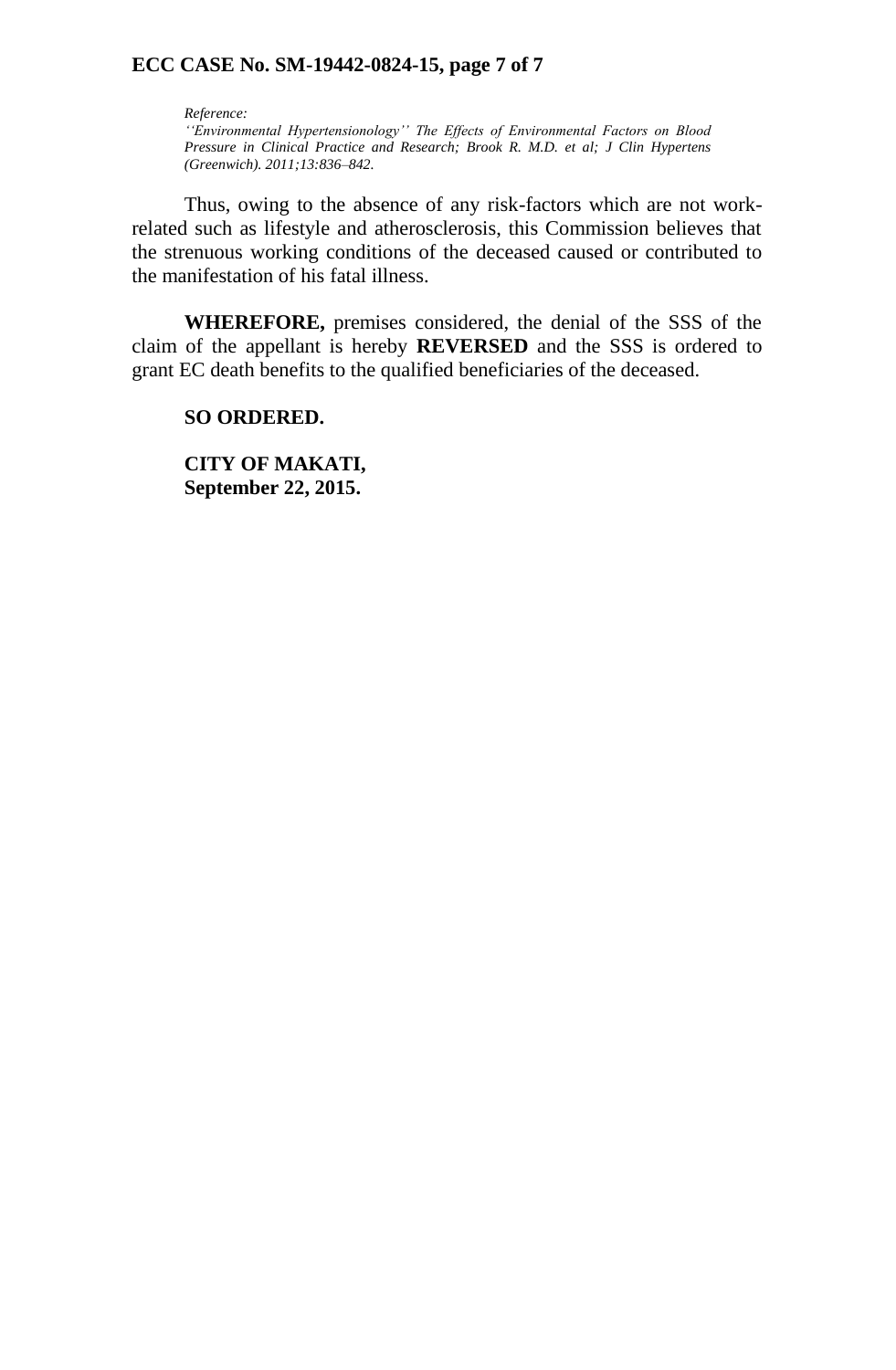*Reference:*
*''Environmental Hypertensionology'' The Effects of Environmental Factors on Blood Pressure in Clinical Practice and Research; Brook R. M.D. et al; J Clin Hypertens (Greenwich). 2011;13:836–842.*

Thus, owing to the absence of any risk-factors which are not work-related such as lifestyle and atherosclerosis, this Commission believes that the strenuous working conditions of the deceased caused or contributed to the manifestation of his fatal illness.

**WHEREFORE,** premises considered, the denial of the SSS of the claim of the appellant is hereby **REVERSED** and the SSS is ordered to grant EC death benefits to the qualified beneficiaries of the deceased.

**SO ORDERED.**

**CITY OF MAKATI,**
**September 22, 2015.**